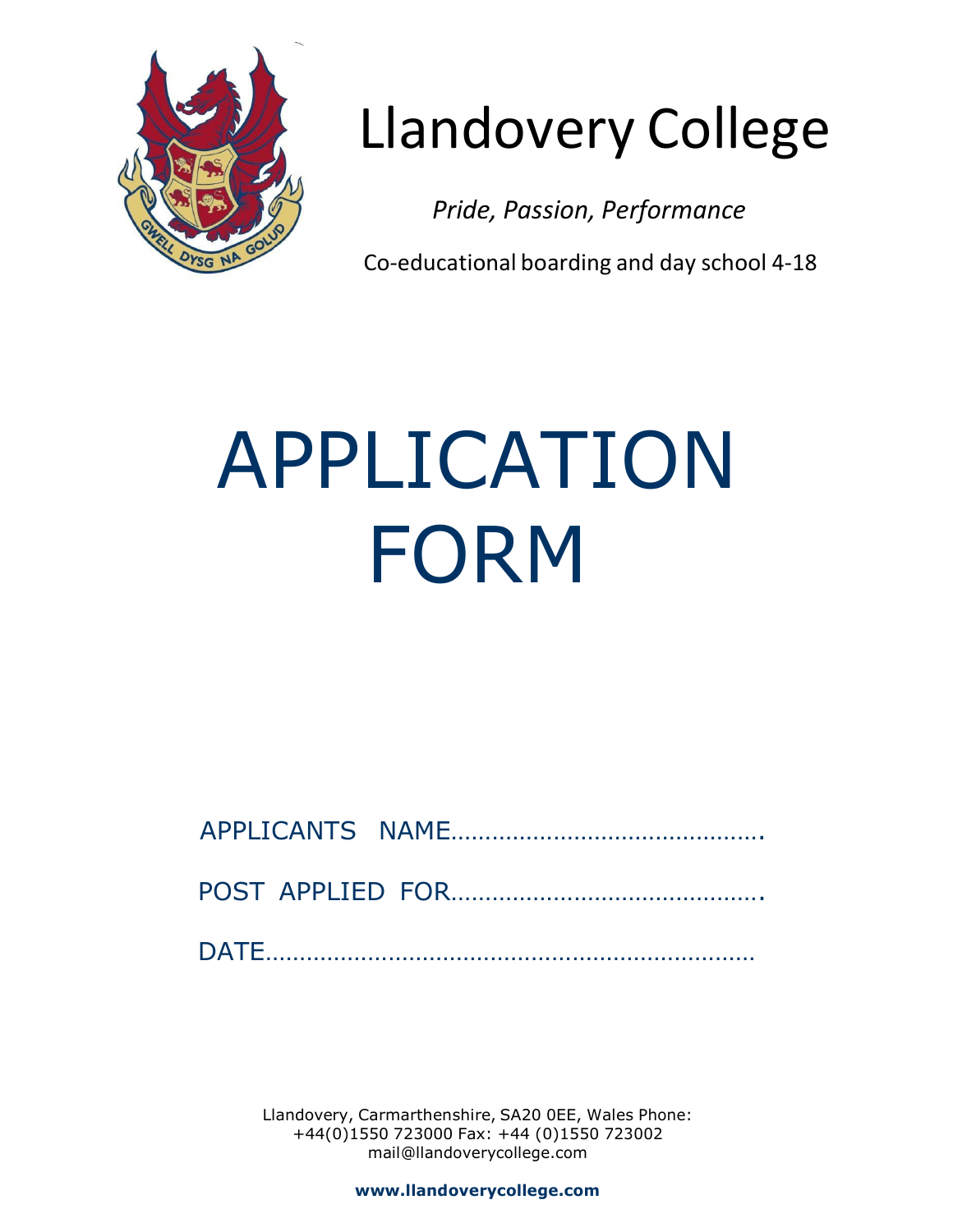# Llandovery College

*Pride, Passion, Performance*

Co-educational boarding and day school 4-18

# APPLICATION FORM

APPLICANTS NAME……………………………………….

POST APPLIED FOR……………………………………….

DATE…………………………………………………………….

Llandovery, Carmarthenshire, SA20 0EE, Wales Phone: +44(0)1550 723000 Fax: +44 (0)1550 723002
mail@llandoverycollege.com

**www.llandoverycollege.com**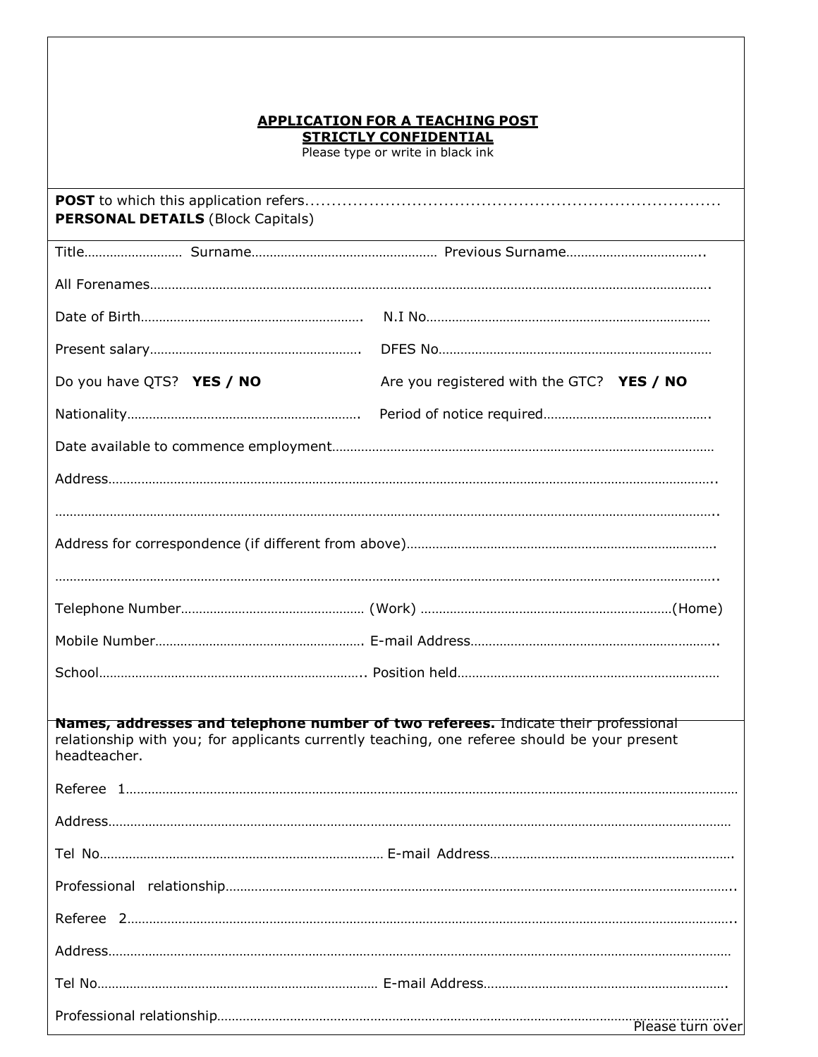**APPLICATION FOR A TEACHING POST**
**STRICTLY CONFIDENTIAL**
Please type or write in black ink

**POST** to which this application refers..............................................................................

**PERSONAL DETAILS** (Block Capitals)

Title……………………… Surname…………………………………………… Previous Surname………………………………..

All Forenames…………………………………………………………………………………………………………………………….

Date of Birth…………………………………………………. N.I No……………………………………………………………………

Present salary…………………………………………………. DFES No…………………………………………………………………

Do you have QTS? **YES / NO** Are you registered with the GTC? **YES / NO**

Nationality………………………………………………………. Period of notice required……………………………………….

Date available to commence employment……………………………………………………………………………………

Address……………………………………………………………………………………………………………………………………..

……………………………………………………………………………………………………………………………………………………..

Address for correspondence (if different from above)…………………………………………………………………….

……………………………………………………………………………………………………………………………………………………..

Telephone Number…………………………………………… (Work) ……………………………………………………………(Home)

Mobile Number………………………………………………… E-mail Address…………………………………………………………..

School………………………………………………………………….. Position held………………………………………………………………

**Names, addresses and telephone number of two referees.** Indicate their professional relationship with you; for applicants currently teaching, one referee should be your present headteacher.

Referee 1………………………………………………………………………………………………………………………………………

Address……………………………………………………………………………………………………………………………………………

Tel No…………………………………………………………………… E-mail Address…………………………………………………………

Professional relationship……………………………………………………………………………………………………………………..

Referee 2……………………………………………………………………………………………………………………………………………..

Address……………………………………………………………………………………………………………………………………………

Tel No…………………………………………………………………… E-mail Address…………………………………………………………

Professional relationship……………………………………………………………………………………………………………………..

Please turn over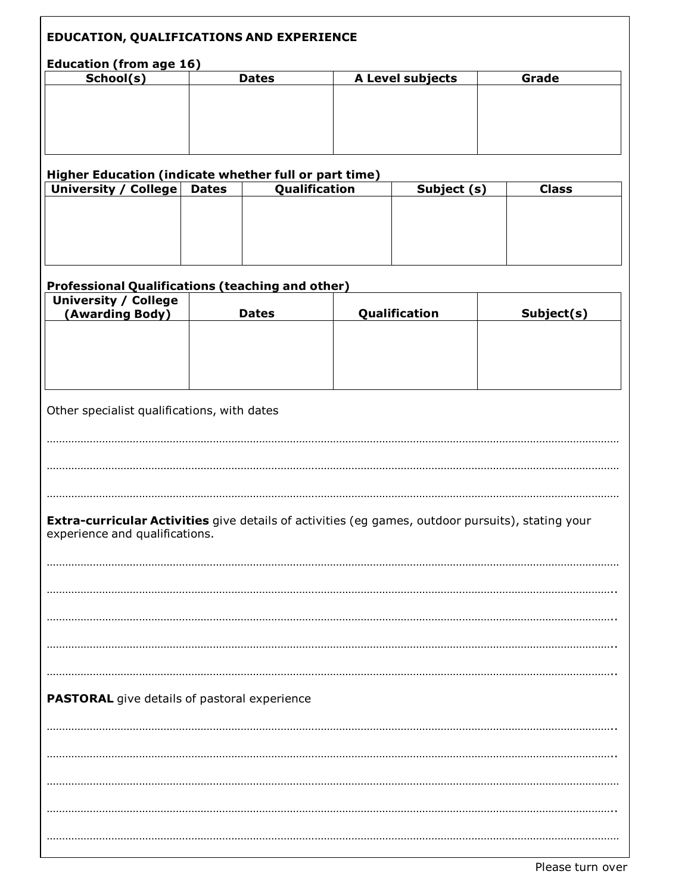**EDUCATION, QUALIFICATIONS AND EXPERIENCE**

**Education (from age 16)**

| School(s) | Dates | A Level subjects | Grade |
|---|---|---|---|
| | | | |

**Higher Education (indicate whether full or part time)**

| University / College | Dates | Qualification | Subject (s) | Class |
|---|---|---|---|---|
| | | | | |

**Professional Qualifications (teaching and other)**

| University / College (Awarding Body) | Dates | Qualification | Subject(s) |
|---|---|---|---|
| | | | |

Other specialist qualifications, with dates

…………………………………………………………………………………………………………………………………………

…………………………………………………………………………………………………………………………………………

…………………………………………………………………………………………………………………………………………

**Extra-curricular Activities** give details of activities (eg games, outdoor pursuits), stating your experience and qualifications.

…………………………………………………………………………………………………………………………………………

…………………………………………………………………………………………………………………………………………

…………………………………………………………………………………………………………………………………………

…………………………………………………………………………………………………………………………………………

…………………………………………………………………………………………………………………………………………

**PASTORAL** give details of pastoral experience

…………………………………………………………………………………………………………………………………………

…………………………………………………………………………………………………………………………………………

…………………………………………………………………………………………………………………………………………

…………………………………………………………………………………………………………………………………………

…………………………………………………………………………………………………………………………………………

Please turn over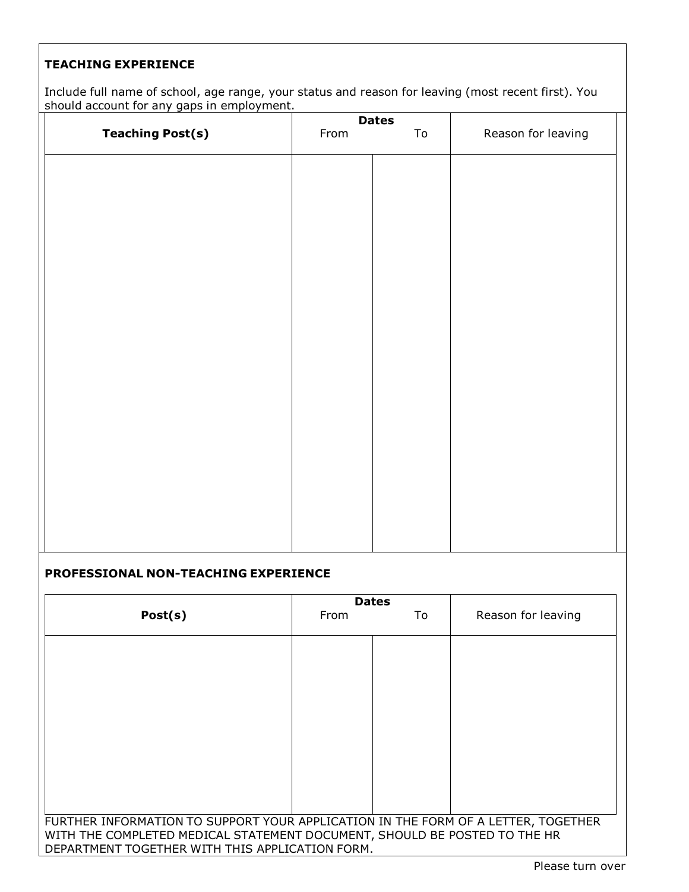## TEACHING EXPERIENCE

Include full name of school, age range, your status and reason for leaving (most recent first). You should account for any gaps in employment.

| Teaching Post(s) | Dates From | To | Reason for leaving |
|---|---|---|---|
| | | | |

## PROFESSIONAL NON-TEACHING EXPERIENCE

| Post(s) | Dates From | To | Reason for leaving |
|---|---|---|---|
| | | | |

FURTHER INFORMATION TO SUPPORT YOUR APPLICATION IN THE FORM OF A LETTER, TOGETHER WITH THE COMPLETED MEDICAL STATEMENT DOCUMENT, SHOULD BE POSTED TO THE HR DEPARTMENT TOGETHER WITH THIS APPLICATION FORM.

Please turn over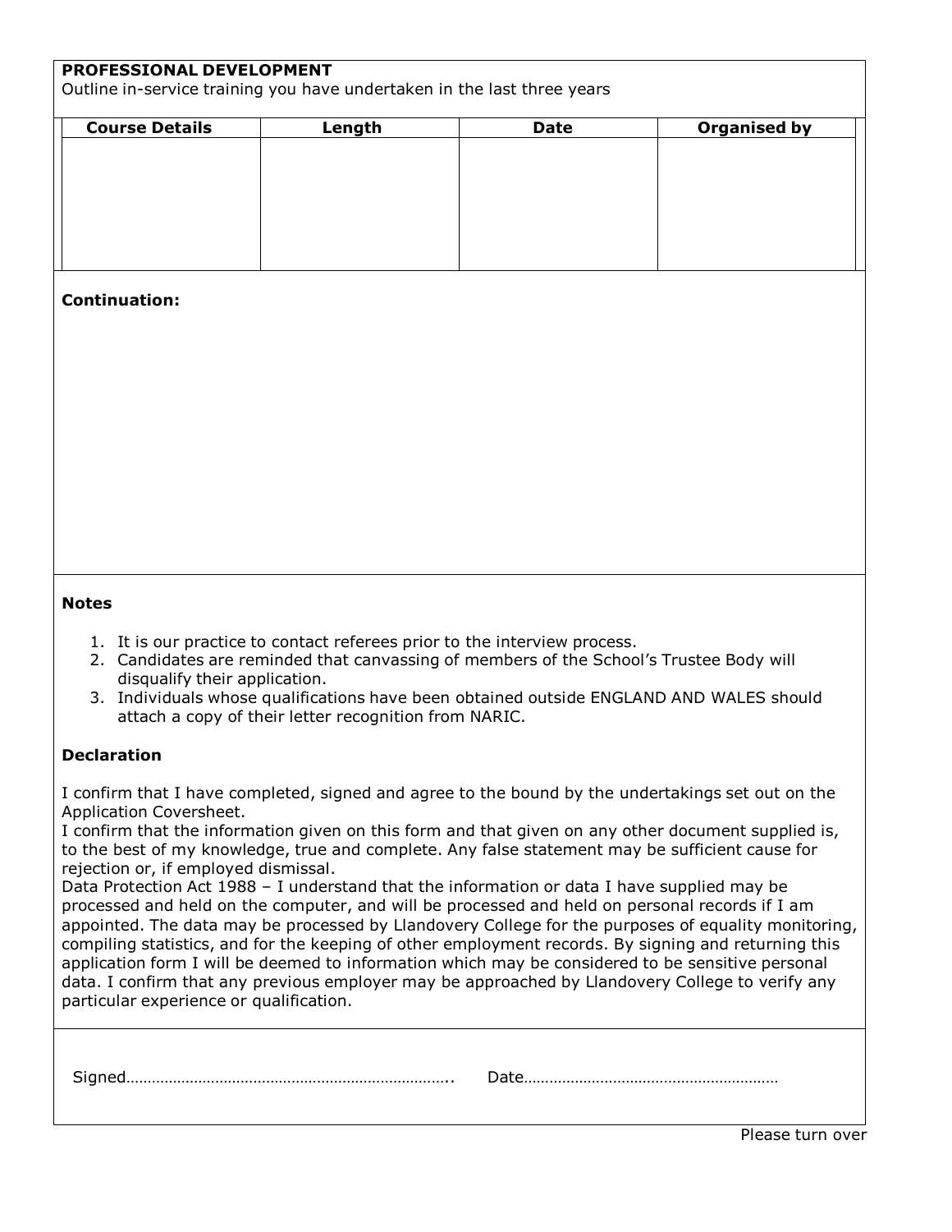**PROFESSIONAL DEVELOPMENT**

Outline in-service training you have undertaken in the last three years

| Course Details | Length | Date | Organised by |
|---|---|---|---|
| | | | |

**Continuation:**

**Notes**

1. It is our practice to contact referees prior to the interview process.
2. Candidates are reminded that canvassing of members of the School's Trustee Body will disqualify their application.
3. Individuals whose qualifications have been obtained outside ENGLAND AND WALES should attach a copy of their letter recognition from NARIC.

**Declaration**

I confirm that I have completed, signed and agree to the bound by the undertakings set out on the Application Coversheet.
I confirm that the information given on this form and that given on any other document supplied is, to the best of my knowledge, true and complete. Any false statement may be sufficient cause for rejection or, if employed dismissal.
Data Protection Act 1988 – I understand that the information or data I have supplied may be processed and held on the computer, and will be processed and held on personal records if I am appointed. The data may be processed by Llandovery College for the purposes of equality monitoring, compiling statistics, and for the keeping of other employment records. By signing and returning this application form I will be deemed to information which may be considered to be sensitive personal data. I confirm that any previous employer may be approached by Llandovery College to verify any particular experience or qualification.

Signed………………………………………………………………….. Date……………………………………………………

Please turn over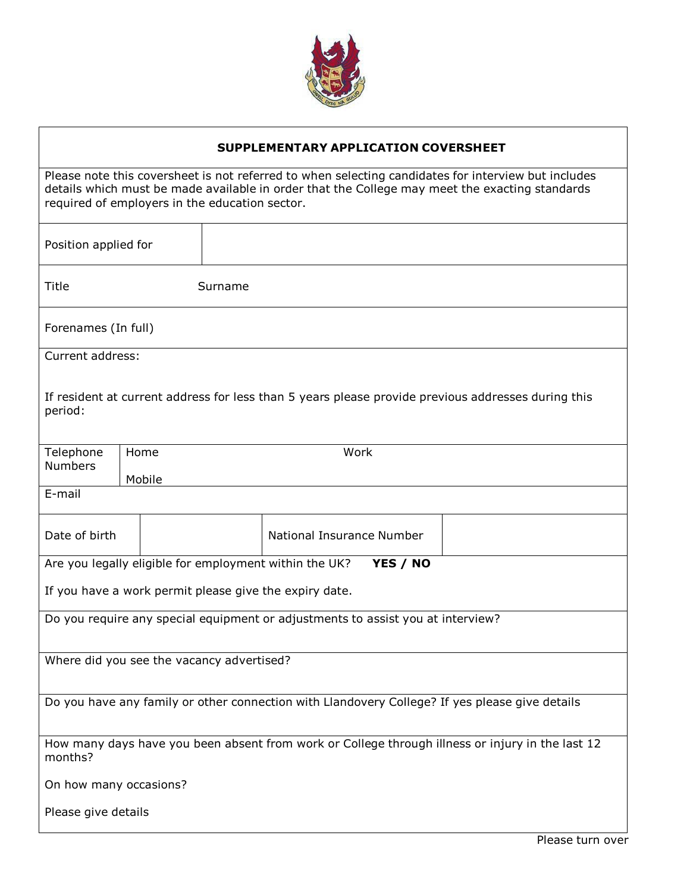## SUPPLEMENTARY APPLICATION COVERSHEET

Please note this coversheet is not referred to when selecting candidates for interview but includes details which must be made available in order that the College may meet the exacting standards required of employers in the education sector.

| Position applied for | |
|---|---|

Title Surname

Forenames (In full)

Current address:

If resident at current address for less than 5 years please provide previous addresses during this period:

| Telephone Numbers | Home | Work |
|---|---|---|
| | Mobile | |

E-mail

| Date of birth | | National Insurance Number | |
|---|---|---|---|

Are you legally eligible for employment within the UK? **YES / NO**

If you have a work permit please give the expiry date.

Do you require any special equipment or adjustments to assist you at interview?

Where did you see the vacancy advertised?

Do you have any family or other connection with Llandovery College? If yes please give details

How many days have you been absent from work or College through illness or injury in the last 12 months?

On how many occasions?

Please give details

Please turn over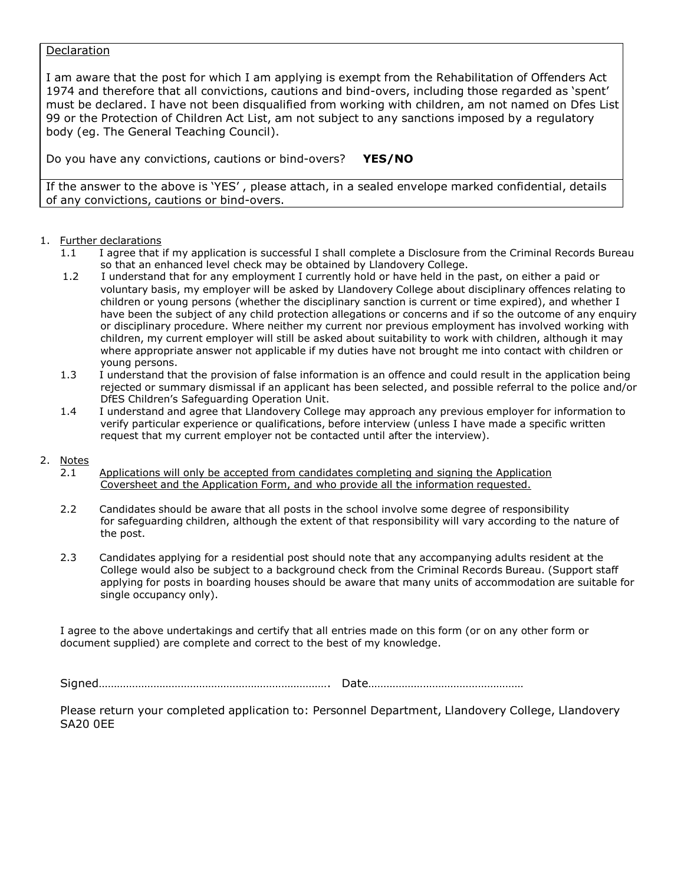Declaration

I am aware that the post for which I am applying is exempt from the Rehabilitation of Offenders Act 1974 and therefore that all convictions, cautions and bind-overs, including those regarded as 'spent' must be declared. I have not been disqualified from working with children, am not named on Dfes List 99 or the Protection of Children Act List, am not subject to any sanctions imposed by a regulatory body (eg. The General Teaching Council).

Do you have any convictions, cautions or bind-overs? **YES/NO**

If the answer to the above is 'YES' , please attach, in a sealed envelope marked confidential, details of any convictions, cautions or bind-overs.

1. Further declarations
   - 1.1 I agree that if my application is successful I shall complete a Disclosure from the Criminal Records Bureau so that an enhanced level check may be obtained by Llandovery College.
   - 1.2 I understand that for any employment I currently hold or have held in the past, on either a paid or voluntary basis, my employer will be asked by Llandovery College about disciplinary offences relating to children or young persons (whether the disciplinary sanction is current or time expired), and whether I have been the subject of any child protection allegations or concerns and if so the outcome of any enquiry or disciplinary procedure. Where neither my current nor previous employment has involved working with children, my current employer will still be asked about suitability to work with children, although it may where appropriate answer not applicable if my duties have not brought me into contact with children or young persons.
   - 1.3 I understand that the provision of false information is an offence and could result in the application being rejected or summary dismissal if an applicant has been selected, and possible referral to the police and/or DfES Children's Safeguarding Operation Unit.
   - 1.4 I understand and agree that Llandovery College may approach any previous employer for information to verify particular experience or qualifications, before interview (unless I have made a specific written request that my current employer not be contacted until after the interview).

2. Notes
   - 2.1 Applications will only be accepted from candidates completing and signing the Application Coversheet and the Application Form, and who provide all the information requested.
   - 2.2 Candidates should be aware that all posts in the school involve some degree of responsibility for safeguarding children, although the extent of that responsibility will vary according to the nature of the post.
   - 2.3 Candidates applying for a residential post should note that any accompanying adults resident at the College would also be subject to a background check from the Criminal Records Bureau. (Support staff applying for posts in boarding houses should be aware that many units of accommodation are suitable for single occupancy only).

I agree to the above undertakings and certify that all entries made on this form (or on any other form or document supplied) are complete and correct to the best of my knowledge.

Signed…………………………………………………………………. Date……………………………………………

Please return your completed application to: Personnel Department, Llandovery College, Llandovery SA20 0EE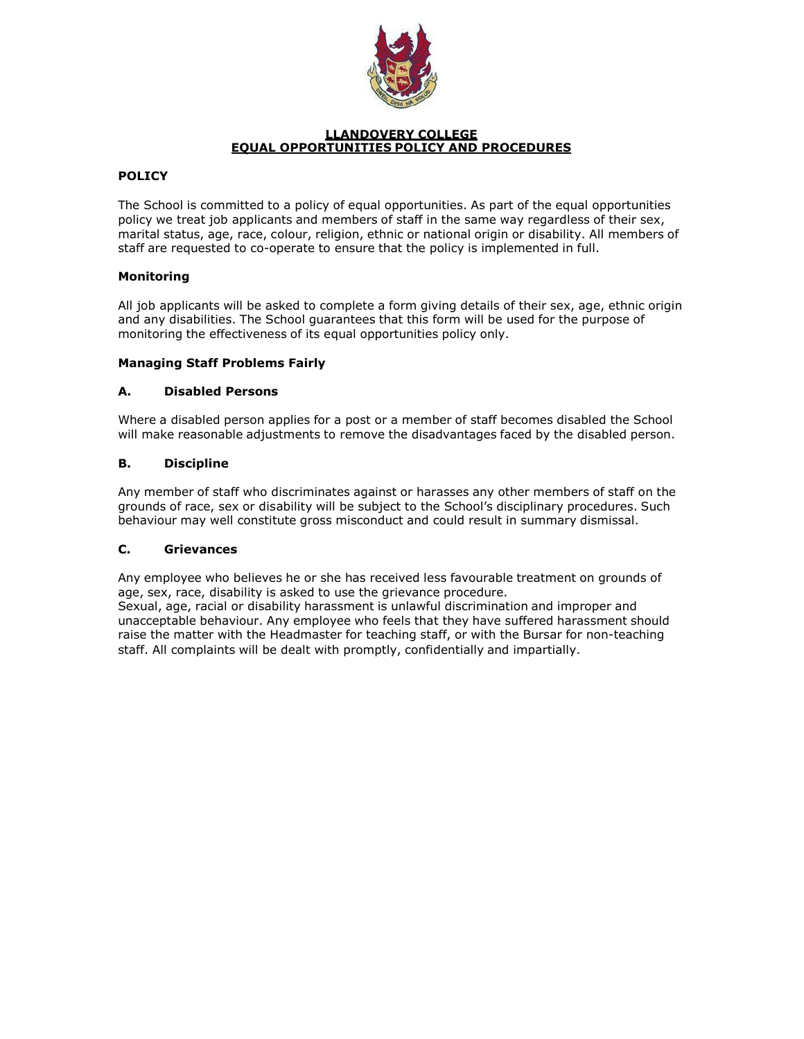# LLANDOVERY COLLEGE
# EQUAL OPPORTUNITIES POLICY AND PROCEDURES

## POLICY

The School is committed to a policy of equal opportunities. As part of the equal opportunities policy we treat job applicants and members of staff in the same way regardless of their sex, marital status, age, race, colour, religion, ethnic or national origin or disability. All members of staff are requested to co-operate to ensure that the policy is implemented in full.

### Monitoring

All job applicants will be asked to complete a form giving details of their sex, age, ethnic origin and any disabilities. The School guarantees that this form will be used for the purpose of monitoring the effectiveness of its equal opportunities policy only.

### Managing Staff Problems Fairly

### A. Disabled Persons

Where a disabled person applies for a post or a member of staff becomes disabled the School will make reasonable adjustments to remove the disadvantages faced by the disabled person.

### B. Discipline

Any member of staff who discriminates against or harasses any other members of staff on the grounds of race, sex or disability will be subject to the School's disciplinary procedures. Such behaviour may well constitute gross misconduct and could result in summary dismissal.

### C. Grievances

Any employee who believes he or she has received less favourable treatment on grounds of age, sex, race, disability is asked to use the grievance procedure.
Sexual, age, racial or disability harassment is unlawful discrimination and improper and unacceptable behaviour. Any employee who feels that they have suffered harassment should raise the matter with the Headmaster for teaching staff, or with the Bursar for non-teaching staff. All complaints will be dealt with promptly, confidentially and impartially.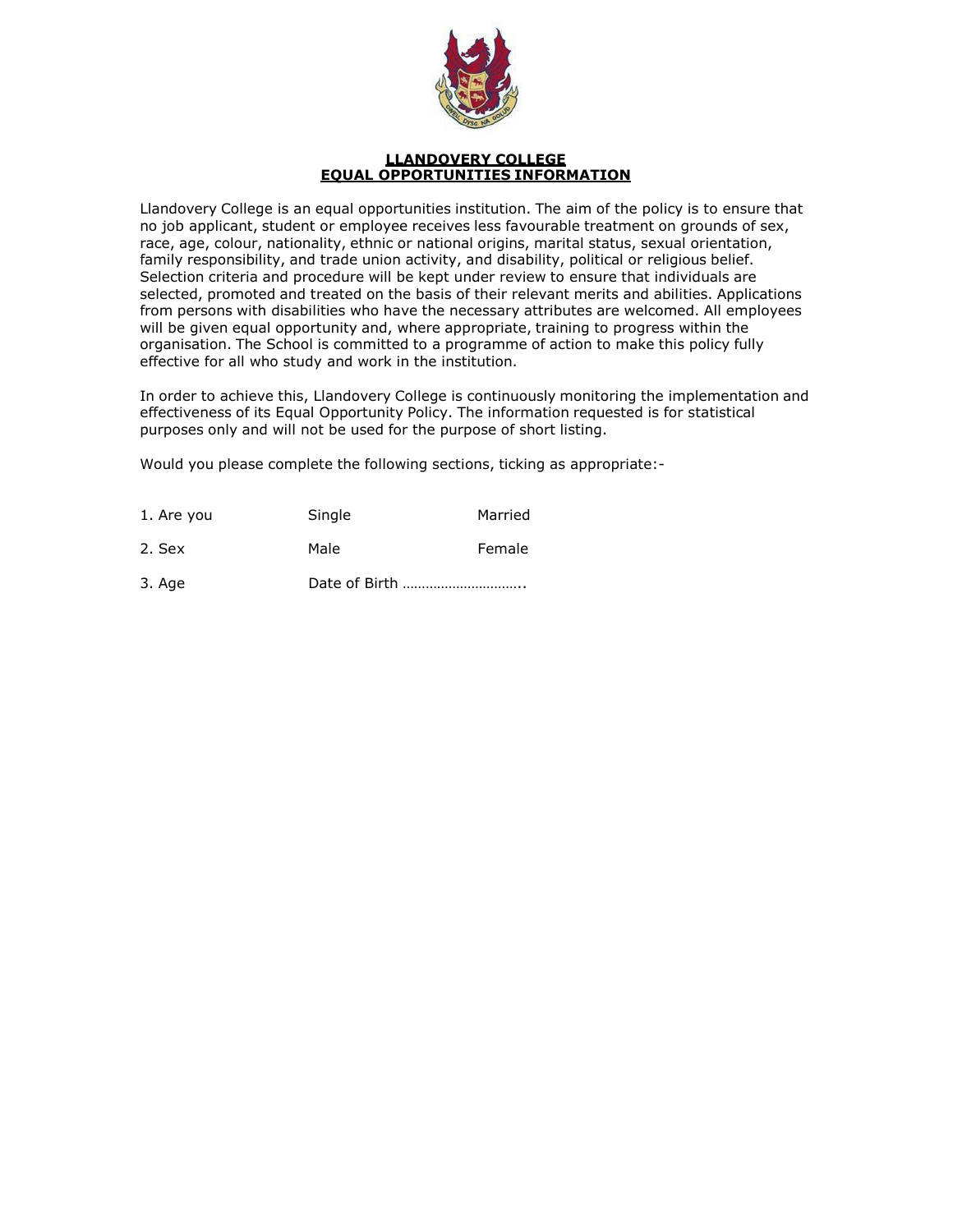**LLANDOVERY COLLEGE**
**EQUAL OPPORTUNITIES INFORMATION**

Llandovery College is an equal opportunities institution. The aim of the policy is to ensure that no job applicant, student or employee receives less favourable treatment on grounds of sex, race, age, colour, nationality, ethnic or national origins, marital status, sexual orientation, family responsibility, and trade union activity, and disability, political or religious belief. Selection criteria and procedure will be kept under review to ensure that individuals are selected, promoted and treated on the basis of their relevant merits and abilities. Applications from persons with disabilities who have the necessary attributes are welcomed. All employees will be given equal opportunity and, where appropriate, training to progress within the organisation. The School is committed to a programme of action to make this policy fully effective for all who study and work in the institution.

In order to achieve this, Llandovery College is continuously monitoring the implementation and effectiveness of its Equal Opportunity Policy. The information requested is for statistical purposes only and will not be used for the purpose of short listing.

Would you please complete the following sections, ticking as appropriate:-

| | | |
|---|---|---|
| 1. Are you | Single | Married |
| 2. Sex | Male | Female |
| 3. Age | Date of Birth ………………………….. | |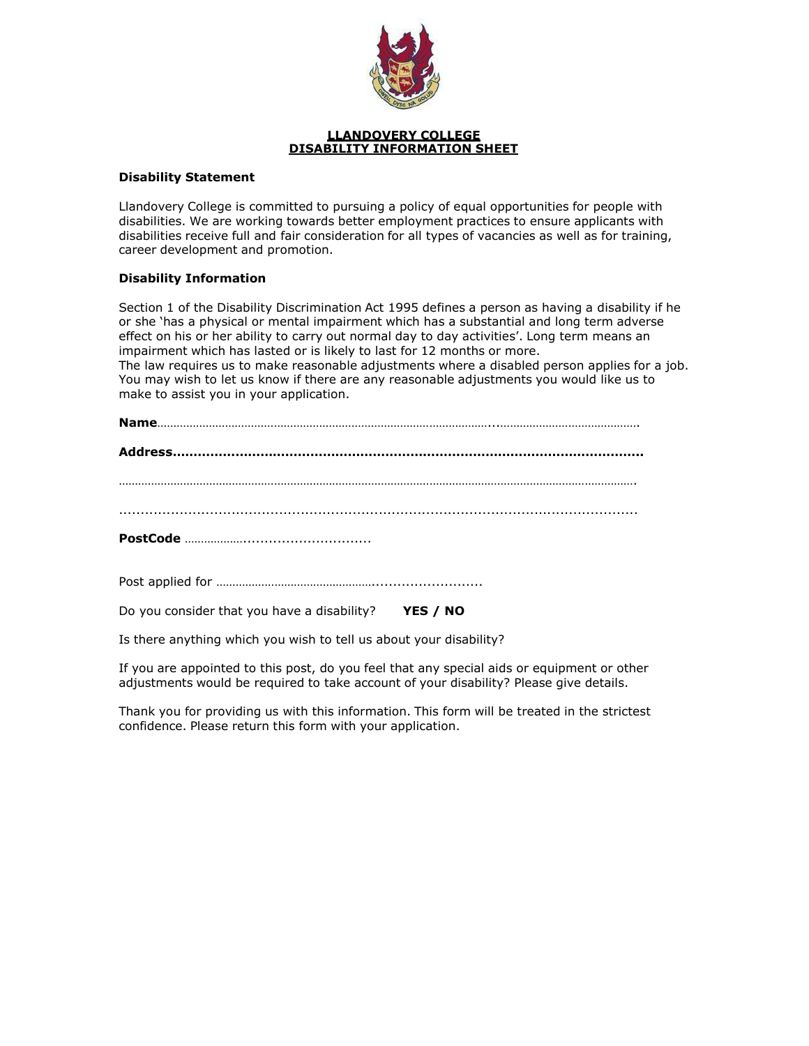# LLANDOVERY COLLEGE
## DISABILITY INFORMATION SHEET

**Disability Statement**

Llandovery College is committed to pursuing a policy of equal opportunities for people with disabilities. We are working towards better employment practices to ensure applicants with disabilities receive full and fair consideration for all types of vacancies as well as for training, career development and promotion.

**Disability Information**

Section 1 of the Disability Discrimination Act 1995 defines a person as having a disability if he or she 'has a physical or mental impairment which has a substantial and long term adverse effect on his or her ability to carry out normal day to day activities'. Long term means an impairment which has lasted or is likely to last for 12 months or more.
The law requires us to make reasonable adjustments where a disabled person applies for a job. You may wish to let us know if there are any reasonable adjustments you would like us to make to assist you in your application.

**Name**……………………………………………………………………………………………...…………………………………….

**Address**……………………………………………………………………………………………………

…………………………………………………………………………………………………………………………………………………….

……………………………………………………………………………………………………………

**PostCode** ………………..............................

Post applied for ……………………………………………..........................

Do you consider that you have a disability? **YES / NO**

Is there anything which you wish to tell us about your disability?

If you are appointed to this post, do you feel that any special aids or equipment or other adjustments would be required to take account of your disability? Please give details.

Thank you for providing us with this information. This form will be treated in the strictest confidence. Please return this form with your application.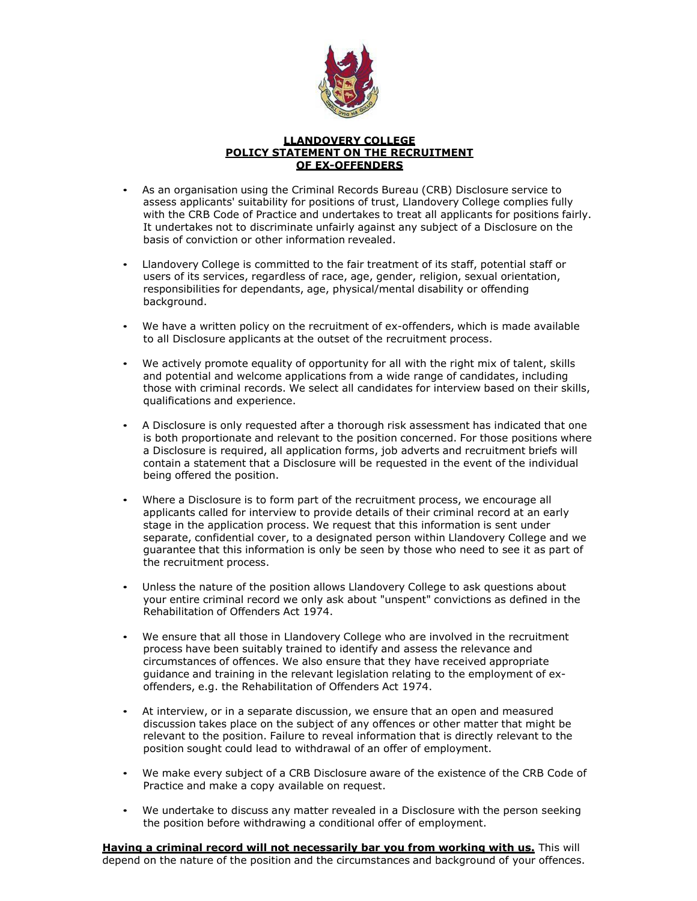**LLANDOVERY COLLEGE**
**POLICY STATEMENT ON THE RECRUITMENT OF EX-OFFENDERS**

- As an organisation using the Criminal Records Bureau (CRB) Disclosure service to assess applicants' suitability for positions of trust, Llandovery College complies fully with the CRB Code of Practice and undertakes to treat all applicants for positions fairly. It undertakes not to discriminate unfairly against any subject of a Disclosure on the basis of conviction or other information revealed.

- Llandovery College is committed to the fair treatment of its staff, potential staff or users of its services, regardless of race, age, gender, religion, sexual orientation, responsibilities for dependants, age, physical/mental disability or offending background.

- We have a written policy on the recruitment of ex-offenders, which is made available to all Disclosure applicants at the outset of the recruitment process.

- We actively promote equality of opportunity for all with the right mix of talent, skills and potential and welcome applications from a wide range of candidates, including those with criminal records. We select all candidates for interview based on their skills, qualifications and experience.

- A Disclosure is only requested after a thorough risk assessment has indicated that one is both proportionate and relevant to the position concerned. For those positions where a Disclosure is required, all application forms, job adverts and recruitment briefs will contain a statement that a Disclosure will be requested in the event of the individual being offered the position.

- Where a Disclosure is to form part of the recruitment process, we encourage all applicants called for interview to provide details of their criminal record at an early stage in the application process. We request that this information is sent under separate, confidential cover, to a designated person within Llandovery College and we guarantee that this information is only be seen by those who need to see it as part of the recruitment process.

- Unless the nature of the position allows Llandovery College to ask questions about your entire criminal record we only ask about "unspent" convictions as defined in the Rehabilitation of Offenders Act 1974.

- We ensure that all those in Llandovery College who are involved in the recruitment process have been suitably trained to identify and assess the relevance and circumstances of offences. We also ensure that they have received appropriate guidance and training in the relevant legislation relating to the employment of ex-offenders, e.g. the Rehabilitation of Offenders Act 1974.

- At interview, or in a separate discussion, we ensure that an open and measured discussion takes place on the subject of any offences or other matter that might be relevant to the position. Failure to reveal information that is directly relevant to the position sought could lead to withdrawal of an offer of employment.

- We make every subject of a CRB Disclosure aware of the existence of the CRB Code of Practice and make a copy available on request.

- We undertake to discuss any matter revealed in a Disclosure with the person seeking the position before withdrawing a conditional offer of employment.

**Having a criminal record will not necessarily bar you from working with us.** This will depend on the nature of the position and the circumstances and background of your offences.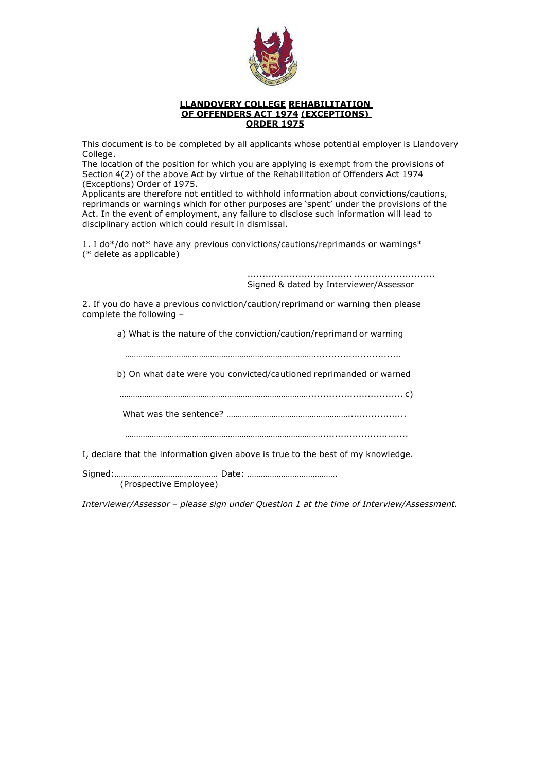**LLANDOVERY COLLEGE REHABILITATION OF OFFENDERS ACT 1974 (EXCEPTIONS) ORDER 1975**

This document is to be completed by all applicants whose potential employer is Llandovery College.

The location of the position for which you are applying is exempt from the provisions of Section 4(2) of the above Act by virtue of the Rehabilitation of Offenders Act 1974 (Exceptions) Order of 1975.

Applicants are therefore not entitled to withhold information about convictions/cautions, reprimands or warnings which for other purposes are 'spent' under the provisions of the Act. In the event of employment, any failure to disclose such information will lead to disciplinary action which could result in dismissal.

1. I do*/do not* have any previous convictions/cautions/reprimands or warnings*
(* delete as applicable)

................................. ...........................
Signed & dated by Interviewer/Assessor

2. If you do have a previous conviction/caution/reprimand or warning then please complete the following –

a) What is the nature of the conviction/caution/reprimand or warning

…………………………………………………………………………..............................

b) On what date were you convicted/cautioned reprimanded or warned

…………………………………………………………………………...............................

c) What was the sentence? ……………………………………………….....................

…………………………………………………………………………..............................

I, declare that the information given above is true to the best of my knowledge.

Signed:………………………………………. Date: ………………………………….
(Prospective Employee)

*Interviewer/Assessor – please sign under Question 1 at the time of Interview/Assessment.*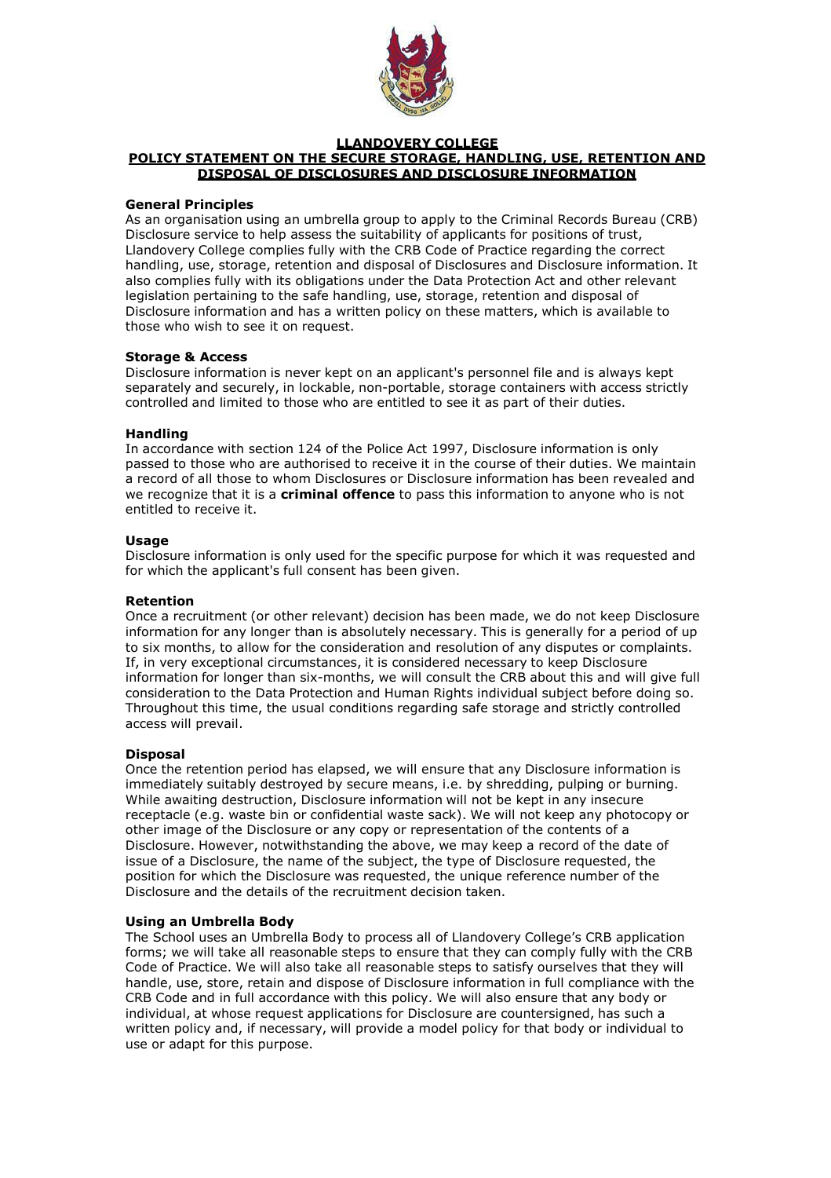# LLANDOVERY COLLEGE

## POLICY STATEMENT ON THE SECURE STORAGE, HANDLING, USE, RETENTION AND DISPOSAL OF DISCLOSURES AND DISCLOSURE INFORMATION

### General Principles

As an organisation using an umbrella group to apply to the Criminal Records Bureau (CRB) Disclosure service to help assess the suitability of applicants for positions of trust, Llandovery College complies fully with the CRB Code of Practice regarding the correct handling, use, storage, retention and disposal of Disclosures and Disclosure information. It also complies fully with its obligations under the Data Protection Act and other relevant legislation pertaining to the safe handling, use, storage, retention and disposal of Disclosure information and has a written policy on these matters, which is available to those who wish to see it on request.

### Storage & Access

Disclosure information is never kept on an applicant's personnel file and is always kept separately and securely, in lockable, non-portable, storage containers with access strictly controlled and limited to those who are entitled to see it as part of their duties.

### Handling

In accordance with section 124 of the Police Act 1997, Disclosure information is only passed to those who are authorised to receive it in the course of their duties. We maintain a record of all those to whom Disclosures or Disclosure information has been revealed and we recognize that it is a **criminal offence** to pass this information to anyone who is not entitled to receive it.

### Usage

Disclosure information is only used for the specific purpose for which it was requested and for which the applicant's full consent has been given.

### Retention

Once a recruitment (or other relevant) decision has been made, we do not keep Disclosure information for any longer than is absolutely necessary. This is generally for a period of up to six months, to allow for the consideration and resolution of any disputes or complaints. If, in very exceptional circumstances, it is considered necessary to keep Disclosure information for longer than six-months, we will consult the CRB about this and will give full consideration to the Data Protection and Human Rights individual subject before doing so. Throughout this time, the usual conditions regarding safe storage and strictly controlled access will prevail.

### Disposal

Once the retention period has elapsed, we will ensure that any Disclosure information is immediately suitably destroyed by secure means, i.e. by shredding, pulping or burning. While awaiting destruction, Disclosure information will not be kept in any insecure receptacle (e.g. waste bin or confidential waste sack). We will not keep any photocopy or other image of the Disclosure or any copy or representation of the contents of a Disclosure. However, notwithstanding the above, we may keep a record of the date of issue of a Disclosure, the name of the subject, the type of Disclosure requested, the position for which the Disclosure was requested, the unique reference number of the Disclosure and the details of the recruitment decision taken.

### Using an Umbrella Body

The School uses an Umbrella Body to process all of Llandovery College's CRB application forms; we will take all reasonable steps to ensure that they can comply fully with the CRB Code of Practice. We will also take all reasonable steps to satisfy ourselves that they will handle, use, store, retain and dispose of Disclosure information in full compliance with the CRB Code and in full accordance with this policy. We will also ensure that any body or individual, at whose request applications for Disclosure are countersigned, has such a written policy and, if necessary, will provide a model policy for that body or individual to use or adapt for this purpose.